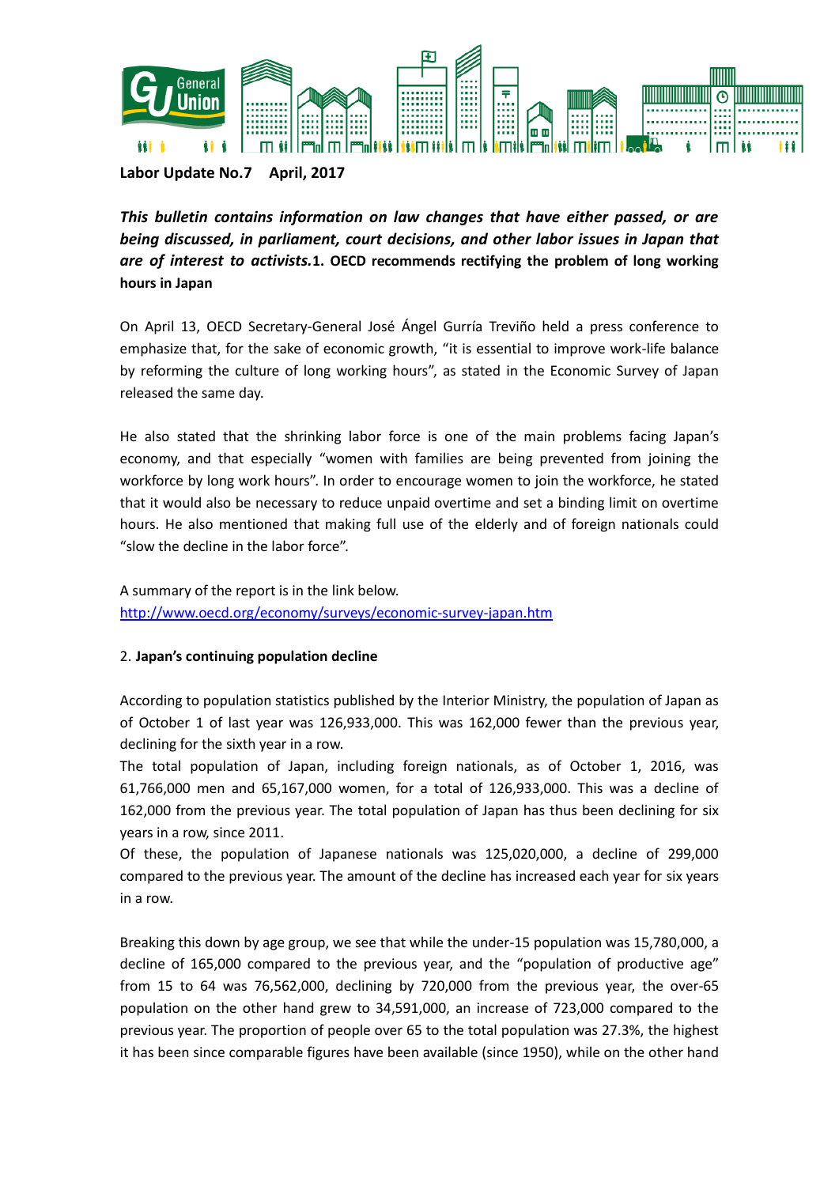**Labor Update No.7　April, 2017**

***This bulletin contains information on law changes that have either passed, or are being discussed, in parliament, court decisions, and other labor issues in Japan that are of interest to activists.***

## 1. OECD recommends rectifying the problem of long working hours in Japan

On April 13, OECD Secretary-General José Ángel Gurría Treviño held a press conference to emphasize that, for the sake of economic growth, "it is essential to improve work-life balance by reforming the culture of long working hours", as stated in the Economic Survey of Japan released the same day.

He also stated that the shrinking labor force is one of the main problems facing Japan's economy, and that especially "women with families are being prevented from joining the workforce by long work hours". In order to encourage women to join the workforce, he stated that it would also be necessary to reduce unpaid overtime and set a binding limit on overtime hours. He also mentioned that making full use of the elderly and of foreign nationals could "slow the decline in the labor force".

A summary of the report is in the link below.
http://www.oecd.org/economy/surveys/economic-survey-japan.htm

## 2. Japan's continuing population decline

According to population statistics published by the Interior Ministry, the population of Japan as of October 1 of last year was 126,933,000. This was 162,000 fewer than the previous year, declining for the sixth year in a row.
The total population of Japan, including foreign nationals, as of October 1, 2016, was 61,766,000 men and 65,167,000 women, for a total of 126,933,000. This was a decline of 162,000 from the previous year. The total population of Japan has thus been declining for six years in a row, since 2011.
Of these, the population of Japanese nationals was 125,020,000, a decline of 299,000 compared to the previous year. The amount of the decline has increased each year for six years in a row.

Breaking this down by age group, we see that while the under-15 population was 15,780,000, a decline of 165,000 compared to the previous year, and the "population of productive age" from 15 to 64 was 76,562,000, declining by 720,000 from the previous year, the over-65 population on the other hand grew to 34,591,000, an increase of 723,000 compared to the previous year. The proportion of people over 65 to the total population was 27.3%, the highest it has been since comparable figures have been available (since 1950), while on the other hand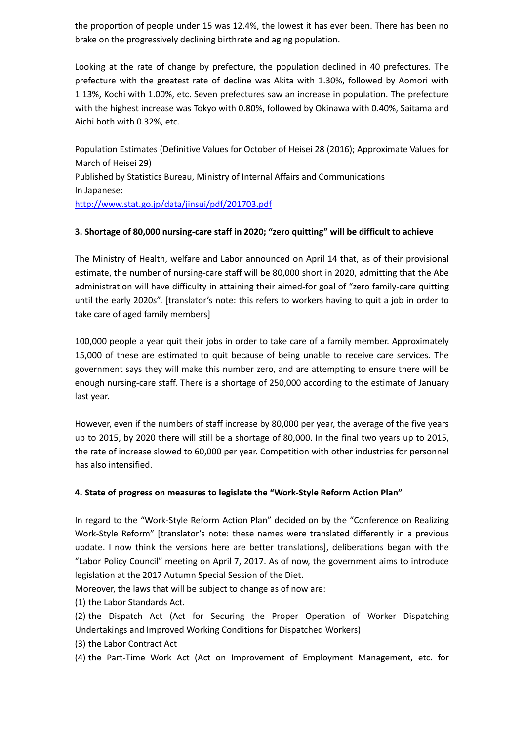the proportion of people under 15 was 12.4%, the lowest it has ever been. There has been no brake on the progressively declining birthrate and aging population.

Looking at the rate of change by prefecture, the population declined in 40 prefectures. The prefecture with the greatest rate of decline was Akita with 1.30%, followed by Aomori with 1.13%, Kochi with 1.00%, etc. Seven prefectures saw an increase in population. The prefecture with the highest increase was Tokyo with 0.80%, followed by Okinawa with 0.40%, Saitama and Aichi both with 0.32%, etc.

Population Estimates (Definitive Values for October of Heisei 28 (2016); Approximate Values for March of Heisei 29)
Published by Statistics Bureau, Ministry of Internal Affairs and Communications
In Japanese:
http://www.stat.go.jp/data/jinsui/pdf/201703.pdf

### 3. Shortage of 80,000 nursing-care staff in 2020; "zero quitting" will be difficult to achieve

The Ministry of Health, welfare and Labor announced on April 14 that, as of their provisional estimate, the number of nursing-care staff will be 80,000 short in 2020, admitting that the Abe administration will have difficulty in attaining their aimed-for goal of "zero family-care quitting until the early 2020s". [translator's note: this refers to workers having to quit a job in order to take care of aged family members]

100,000 people a year quit their jobs in order to take care of a family member. Approximately 15,000 of these are estimated to quit because of being unable to receive care services. The government says they will make this number zero, and are attempting to ensure there will be enough nursing-care staff. There is a shortage of 250,000 according to the estimate of January last year.

However, even if the numbers of staff increase by 80,000 per year, the average of the five years up to 2015, by 2020 there will still be a shortage of 80,000. In the final two years up to 2015, the rate of increase slowed to 60,000 per year. Competition with other industries for personnel has also intensified.

### 4. State of progress on measures to legislate the "Work-Style Reform Action Plan"

In regard to the "Work-Style Reform Action Plan" decided on by the "Conference on Realizing Work-Style Reform" [translator's note: these names were translated differently in a previous update. I now think the versions here are better translations], deliberations began with the "Labor Policy Council" meeting on April 7, 2017. As of now, the government aims to introduce legislation at the 2017 Autumn Special Session of the Diet.
Moreover, the laws that will be subject to change as of now are:
(1) the Labor Standards Act.
(2) the Dispatch Act (Act for Securing the Proper Operation of Worker Dispatching Undertakings and Improved Working Conditions for Dispatched Workers)
(3) the Labor Contract Act
(4) the Part-Time Work Act (Act on Improvement of Employment Management, etc. for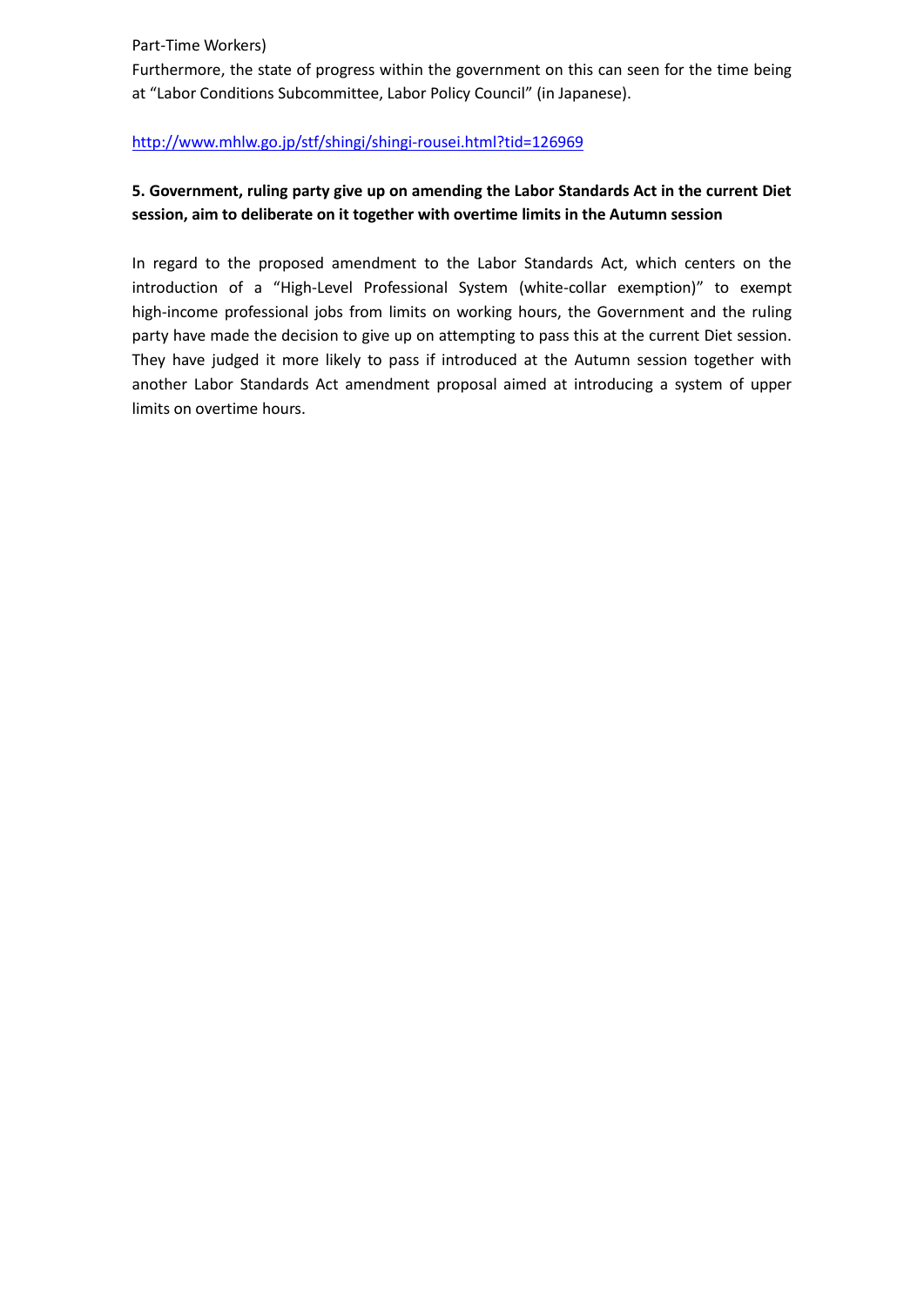Part-Time Workers)

Furthermore, the state of progress within the government on this can seen for the time being at “Labor Conditions Subcommittee, Labor Policy Council” (in Japanese).

http://www.mhlw.go.jp/stf/shingi/shingi-rousei.html?tid=126969

**5. Government, ruling party give up on amending the Labor Standards Act in the current Diet session, aim to deliberate on it together with overtime limits in the Autumn session**

In regard to the proposed amendment to the Labor Standards Act, which centers on the introduction of a “High-Level Professional System (white-collar exemption)” to exempt high-income professional jobs from limits on working hours, the Government and the ruling party have made the decision to give up on attempting to pass this at the current Diet session. They have judged it more likely to pass if introduced at the Autumn session together with another Labor Standards Act amendment proposal aimed at introducing a system of upper limits on overtime hours.